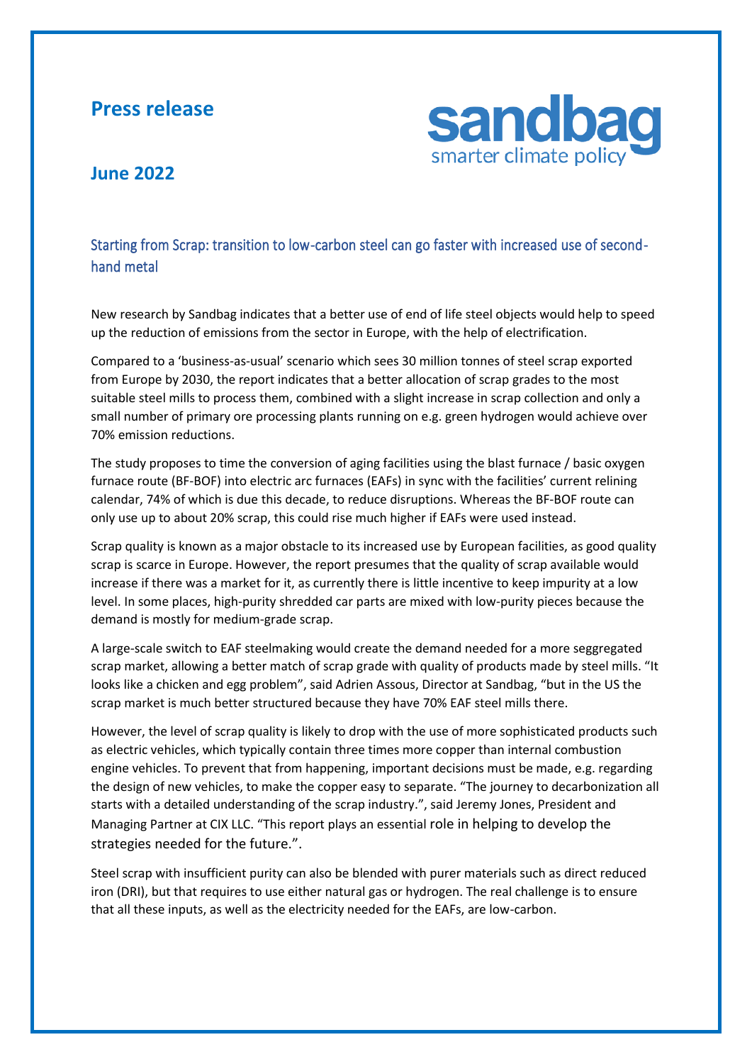# Press release

**June 2022**

## Starting from Scrap: transition to low-carbon steel can go faster with increased use of second-hand metal

New research by Sandbag indicates that a better use of end of life steel objects would help to speed up the reduction of emissions from the sector in Europe, with the help of electrification.

Compared to a 'business-as-usual' scenario which sees 30 million tonnes of steel scrap exported from Europe by 2030, the report indicates that a better allocation of scrap grades to the most suitable steel mills to process them, combined with a slight increase in scrap collection and only a small number of primary ore processing plants running on e.g. green hydrogen would achieve over 70% emission reductions.

The study proposes to time the conversion of aging facilities using the blast furnace / basic oxygen furnace route (BF-BOF) into electric arc furnaces (EAFs) in sync with the facilities' current relining calendar, 74% of which is due this decade, to reduce disruptions. Whereas the BF-BOF route can only use up to about 20% scrap, this could rise much higher if EAFs were used instead.

Scrap quality is known as a major obstacle to its increased use by European facilities, as good quality scrap is scarce in Europe. However, the report presumes that the quality of scrap available would increase if there was a market for it, as currently there is little incentive to keep impurity at a low level. In some places, high-purity shredded car parts are mixed with low-purity pieces because the demand is mostly for medium-grade scrap.

A large-scale switch to EAF steelmaking would create the demand needed for a more seggregated scrap market, allowing a better match of scrap grade with quality of products made by steel mills. "It looks like a chicken and egg problem", said Adrien Assous, Director at Sandbag, "but in the US the scrap market is much better structured because they have 70% EAF steel mills there.

However, the level of scrap quality is likely to drop with the use of more sophisticated products such as electric vehicles, which typically contain three times more copper than internal combustion engine vehicles. To prevent that from happening, important decisions must be made, e.g. regarding the design of new vehicles, to make the copper easy to separate. "The journey to decarbonization all starts with a detailed understanding of the scrap industry.", said Jeremy Jones, President and Managing Partner at CIX LLC. "This report plays an essential role in helping to develop the strategies needed for the future.".

Steel scrap with insufficient purity can also be blended with purer materials such as direct reduced iron (DRI), but that requires to use either natural gas or hydrogen. The real challenge is to ensure that all these inputs, as well as the electricity needed for the EAFs, are low-carbon.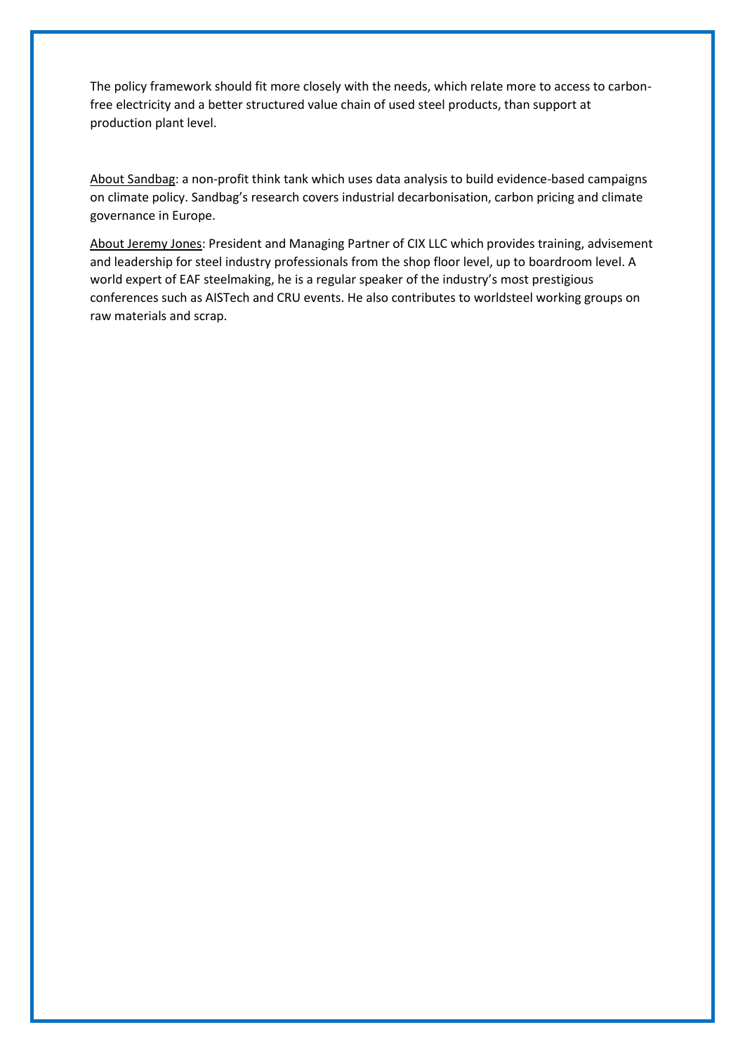The policy framework should fit more closely with the needs, which relate more to access to carbon-free electricity and a better structured value chain of used steel products, than support at production plant level.

About Sandbag: a non-profit think tank which uses data analysis to build evidence-based campaigns on climate policy. Sandbag's research covers industrial decarbonisation, carbon pricing and climate governance in Europe.

About Jeremy Jones: President and Managing Partner of CIX LLC which provides training, advisement and leadership for steel industry professionals from the shop floor level, up to boardroom level. A world expert of EAF steelmaking, he is a regular speaker of the industry's most prestigious conferences such as AISTech and CRU events. He also contributes to worldsteel working groups on raw materials and scrap.